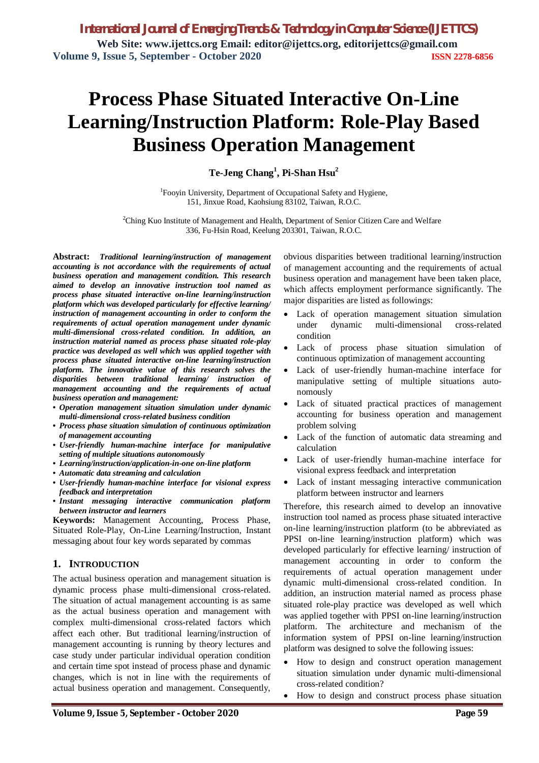# Process Phase Situated Interactive On-Line Learning/Instruction Platform: Role-Play Based Business Operation Management

**Te-Jeng Chang[1], Pi-Shan Hsu[2]**

[1]Fooyin University, Department of Occupational Safety and Hygiene, 151, Jinxue Road, Kaohsiung 83102, Taiwan, R.O.C.

[2]Ching Kuo Institute of Management and Health, Department of Senior Citizen Care and Welfare 336, Fu-Hsin Road, Keelung 203301, Taiwan, R.O.C.

**Abstract:** ***Traditional learning/instruction of management accounting is not accordance with the requirements of actual business operation and management condition. This research aimed to develop an innovative instruction tool named as process phase situated interactive on-line learning/instruction platform which was developed particularly for effective learning/ instruction of management accounting in order to conform the requirements of actual operation management under dynamic multi-dimensional cross-related condition. In addition, an instruction material named as process phase situated role-play practice was developed as well which was applied together with process phase situated interactive on-line learning/instruction platform. The innovative value of this research solves the disparities between traditional learning/ instruction of management accounting and the requirements of actual business operation and management:***

- ***Operation management situation simulation under dynamic multi-dimensional cross-related business condition***
- ***Process phase situation simulation of continuous optimization of management accounting***
- ***User-friendly human-machine interface for manipulative setting of multiple situations autonomously***
- ***Learning/instruction/application-in-one on-line platform***
- ***Automatic data streaming and calculation***
- ***User-friendly human-machine interface for visional express feedback and interpretation***
- ***Instant messaging interactive communication platform between instructor and learners***

**Keywords:** Management Accounting, Process Phase, Situated Role-Play, On-Line Learning/Instruction, Instant messaging about four key words separated by commas

## 1. INTRODUCTION

The actual business operation and management situation is dynamic process phase multi-dimensional cross-related. The situation of actual management accounting is as same as the actual business operation and management with complex multi-dimensional cross-related factors which affect each other. But traditional learning/instruction of management accounting is running by theory lectures and case study under particular individual operation condition and certain time spot instead of process phase and dynamic changes, which is not in line with the requirements of actual business operation and management. Consequently, obvious disparities between traditional learning/instruction of management accounting and the requirements of actual business operation and management have been taken place, which affects employment performance significantly. The major disparities are listed as followings:

- Lack of operation management situation simulation under dynamic multi-dimensional cross-related condition
- Lack of process phase situation simulation of continuous optimization of management accounting
- Lack of user-friendly human-machine interface for manipulative setting of multiple situations auto-nomously
- Lack of situated practical practices of management accounting for business operation and management problem solving
- Lack of the function of automatic data streaming and calculation
- Lack of user-friendly human-machine interface for visional express feedback and interpretation
- Lack of instant messaging interactive communication platform between instructor and learners

Therefore, this research aimed to develop an innovative instruction tool named as process phase situated interactive on-line learning/instruction platform (to be abbreviated as PPSI on-line learning/instruction platform) which was developed particularly for effective learning/ instruction of management accounting in order to conform the requirements of actual operation management under dynamic multi-dimensional cross-related condition. In addition, an instruction material named as process phase situated role-play practice was developed as well which was applied together with PPSI on-line learning/instruction platform. The architecture and mechanism of the information system of PPSI on-line learning/instruction platform was designed to solve the following issues:

- How to design and construct operation management situation simulation under dynamic multi-dimensional cross-related condition?
- How to design and construct process phase situation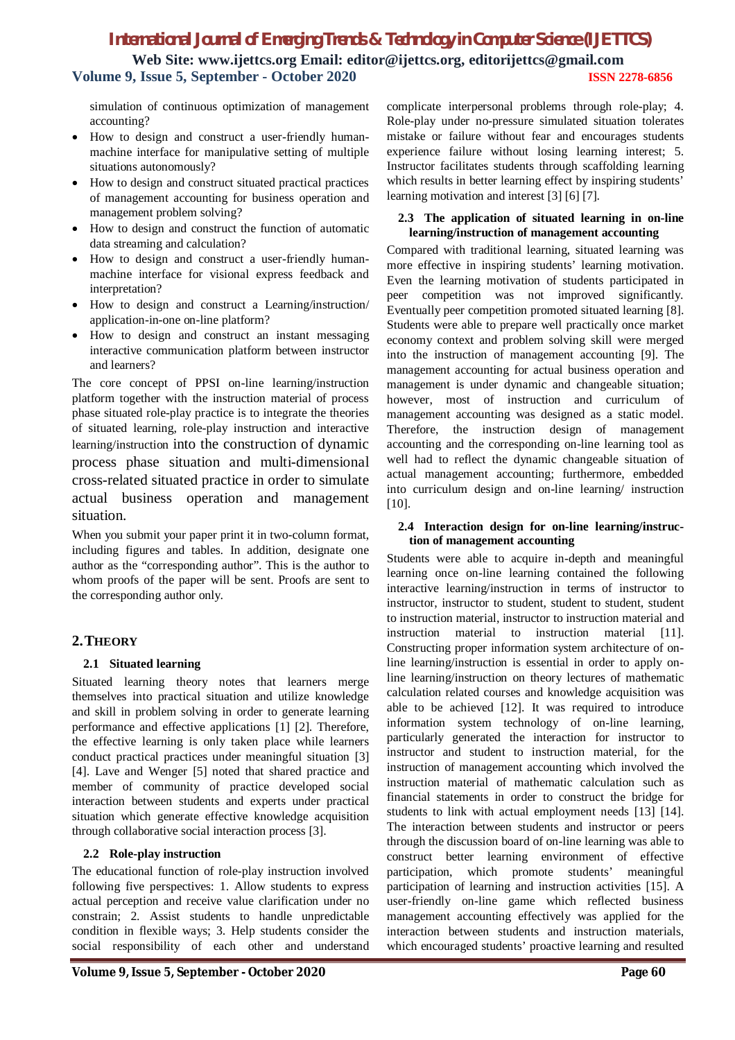simulation of continuous optimization of management accounting?

- How to design and construct a user-friendly human-machine interface for manipulative setting of multiple situations autonomously?
- How to design and construct situated practical practices of management accounting for business operation and management problem solving?
- How to design and construct the function of automatic data streaming and calculation?
- How to design and construct a user-friendly human-machine interface for visional express feedback and interpretation?
- How to design and construct a Learning/instruction/ application-in-one on-line platform?
- How to design and construct an instant messaging interactive communication platform between instructor and learners?

The core concept of PPSI on-line learning/instruction platform together with the instruction material of process phase situated role-play practice is to integrate the theories of situated learning, role-play instruction and interactive learning/instruction into the construction of dynamic process phase situation and multi-dimensional cross-related situated practice in order to simulate actual business operation and management situation.

When you submit your paper print it in two-column format, including figures and tables. In addition, designate one author as the "corresponding author". This is the author to whom proofs of the paper will be sent. Proofs are sent to the corresponding author only.

## 2. THEORY

### 2.1 Situated learning

Situated learning theory notes that learners merge themselves into practical situation and utilize knowledge and skill in problem solving in order to generate learning performance and effective applications [1] [2]. Therefore, the effective learning is only taken place while learners conduct practical practices under meaningful situation [3] [4]. Lave and Wenger [5] noted that shared practice and member of community of practice developed social interaction between students and experts under practical situation which generate effective knowledge acquisition through collaborative social interaction process [3].

### 2.2 Role-play instruction

The educational function of role-play instruction involved following five perspectives: 1. Allow students to express actual perception and receive value clarification under no constrain; 2. Assist students to handle unpredictable condition in flexible ways; 3. Help students consider the social responsibility of each other and understand complicate interpersonal problems through role-play; 4. Role-play under no-pressure simulated situation tolerates mistake or failure without fear and encourages students experience failure without losing learning interest; 5. Instructor facilitates students through scaffolding learning which results in better learning effect by inspiring students' learning motivation and interest [3] [6] [7].

### 2.3 The application of situated learning in on-line learning/instruction of management accounting

Compared with traditional learning, situated learning was more effective in inspiring students' learning motivation. Even the learning motivation of students participated in peer competition was not improved significantly. Eventually peer competition promoted situated learning [8]. Students were able to prepare well practically once market economy context and problem solving skill were merged into the instruction of management accounting [9]. The management accounting for actual business operation and management is under dynamic and changeable situation; however, most of instruction and curriculum of management accounting was designed as a static model. Therefore, the instruction design of management accounting and the corresponding on-line learning tool as well had to reflect the dynamic changeable situation of actual management accounting; furthermore, embedded into curriculum design and on-line learning/ instruction [10].

### 2.4 Interaction design for on-line learning/instruction of management accounting

Students were able to acquire in-depth and meaningful learning once on-line learning contained the following interactive learning/instruction in terms of instructor to instructor, instructor to student, student to student, student to instruction material, instructor to instruction material and instruction material to instruction material [11]. Constructing proper information system architecture of on-line learning/instruction is essential in order to apply on-line learning/instruction on theory lectures of mathematic calculation related courses and knowledge acquisition was able to be achieved [12]. It was required to introduce information system technology of on-line learning, particularly generated the interaction for instructor to instructor and student to instruction material, for the instruction of management accounting which involved the instruction material of mathematic calculation such as financial statements in order to construct the bridge for students to link with actual employment needs [13] [14]. The interaction between students and instructor or peers through the discussion board of on-line learning was able to construct better learning environment of effective participation, which promote students' meaningful participation of learning and instruction activities [15]. A user-friendly on-line game which reflected business management accounting effectively was applied for the interaction between students and instruction materials, which encouraged students' proactive learning and resulted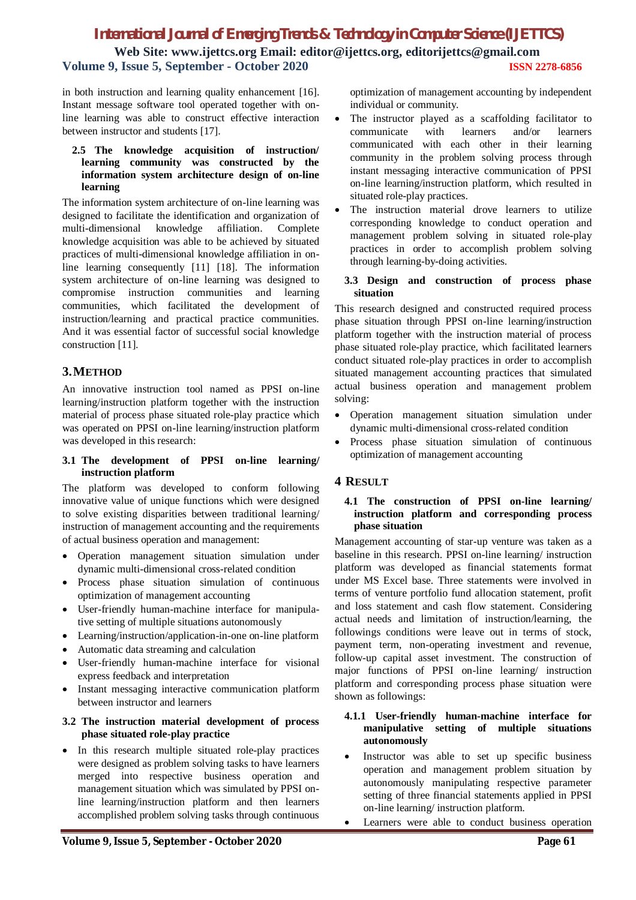in both instruction and learning quality enhancement [16]. Instant message software tool operated together with on-line learning was able to construct effective interaction between instructor and students [17].

### 2.5 The knowledge acquisition of instruction/ learning community was constructed by the information system architecture design of on-line learning

The information system architecture of on-line learning was designed to facilitate the identification and organization of multi-dimensional knowledge affiliation. Complete knowledge acquisition was able to be achieved by situated practices of multi-dimensional knowledge affiliation in on-line learning consequently [11] [18]. The information system architecture of on-line learning was designed to compromise instruction communities and learning communities, which facilitated the development of instruction/learning and practical practice communities. And it was essential factor of successful social knowledge construction [11].

## 3. METHOD

An innovative instruction tool named as PPSI on-line learning/instruction platform together with the instruction material of process phase situated role-play practice which was operated on PPSI on-line learning/instruction platform was developed in this research:

### 3.1 The development of PPSI on-line learning/ instruction platform

The platform was developed to conform following innovative value of unique functions which were designed to solve existing disparities between traditional learning/ instruction of management accounting and the requirements of actual business operation and management:

- Operation management situation simulation under dynamic multi-dimensional cross-related condition
- Process phase situation simulation of continuous optimization of management accounting
- User-friendly human-machine interface for manipulative setting of multiple situations autonomously
- Learning/instruction/application-in-one on-line platform
- Automatic data streaming and calculation
- User-friendly human-machine interface for visional express feedback and interpretation
- Instant messaging interactive communication platform between instructor and learners

### 3.2 The instruction material development of process phase situated role-play practice

- In this research multiple situated role-play practices were designed as problem solving tasks to have learners merged into respective business operation and management situation which was simulated by PPSI on-line learning/instruction platform and then learners accomplished problem solving tasks through continuous optimization of management accounting by independent individual or community.
- The instructor played as a scaffolding facilitator to communicate with learners and/or learners communicated with each other in their learning community in the problem solving process through instant messaging interactive communication of PPSI on-line learning/instruction platform, which resulted in situated role-play practices.
- The instruction material drove learners to utilize corresponding knowledge to conduct operation and management problem solving in situated role-play practices in order to accomplish problem solving through learning-by-doing activities.

### 3.3 Design and construction of process phase situation

This research designed and constructed required process phase situation through PPSI on-line learning/instruction platform together with the instruction material of process phase situated role-play practice, which facilitated learners conduct situated role-play practices in order to accomplish situated management accounting practices that simulated actual business operation and management problem solving:

- Operation management situation simulation under dynamic multi-dimensional cross-related condition
- Process phase situation simulation of continuous optimization of management accounting

## 4 RESULT

### 4.1 The construction of PPSI on-line learning/ instruction platform and corresponding process phase situation

Management accounting of star-up venture was taken as a baseline in this research. PPSI on-line learning/ instruction platform was developed as financial statements format under MS Excel base. Three statements were involved in terms of venture portfolio fund allocation statement, profit and loss statement and cash flow statement. Considering actual needs and limitation of instruction/learning, the followings conditions were leave out in terms of stock, payment term, non-operating investment and revenue, follow-up capital asset investment. The construction of major functions of PPSI on-line learning/ instruction platform and corresponding process phase situation were shown as followings:

#### 4.1.1 User-friendly human-machine interface for manipulative setting of multiple situations autonomously

- Instructor was able to set up specific business operation and management problem situation by autonomously manipulating respective parameter setting of three financial statements applied in PPSI on-line learning/ instruction platform.
- Learners were able to conduct business operation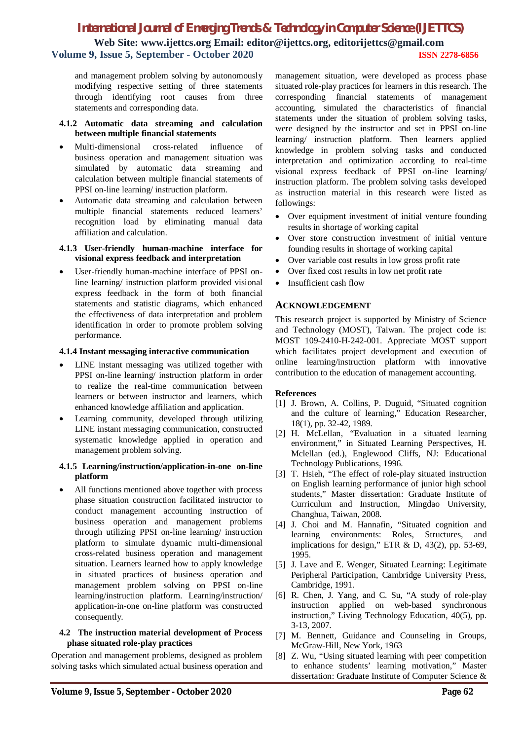and management problem solving by autonomously modifying respective setting of three statements through identifying root causes from three statements and corresponding data.

#### 4.1.2 Automatic data streaming and calculation between multiple financial statements

- Multi-dimensional cross-related influence of business operation and management situation was simulated by automatic data streaming and calculation between multiple financial statements of PPSI on-line learning/ instruction platform.
- Automatic data streaming and calculation between multiple financial statements reduced learners' recognition load by eliminating manual data affiliation and calculation.

#### 4.1.3 User-friendly human-machine interface for visional express feedback and interpretation

- User-friendly human-machine interface of PPSI on-line learning/ instruction platform provided visional express feedback in the form of both financial statements and statistic diagrams, which enhanced the effectiveness of data interpretation and problem identification in order to promote problem solving performance.

#### 4.1.4 Instant messaging interactive communication

- LINE instant messaging was utilized together with PPSI on-line learning/ instruction platform in order to realize the real-time communication between learners or between instructor and learners, which enhanced knowledge affiliation and application.
- Learning community, developed through utilizing LINE instant messaging communication, constructed systematic knowledge applied in operation and management problem solving.

#### 4.1.5 Learning/instruction/application-in-one on-line platform

- All functions mentioned above together with process phase situation construction facilitated instructor to conduct management accounting instruction of business operation and management problems through utilizing PPSI on-line learning/ instruction platform to simulate dynamic multi-dimensional cross-related business operation and management situation. Learners learned how to apply knowledge in situated practices of business operation and management problem solving on PPSI on-line learning/instruction platform. Learning/instruction/ application-in-one on-line platform was constructed consequently.

### 4.2 The instruction material development of Process phase situated role-play practices

Operation and management problems, designed as problem solving tasks which simulated actual business operation and management situation, were developed as process phase situated role-play practices for learners in this research. The corresponding financial statements of management accounting, simulated the characteristics of financial statements under the situation of problem solving tasks, were designed by the instructor and set in PPSI on-line learning/ instruction platform. Then learners applied knowledge in problem solving tasks and conducted interpretation and optimization according to real-time visional express feedback of PPSI on-line learning/ instruction platform. The problem solving tasks developed as instruction material in this research were listed as followings:

- Over equipment investment of initial venture founding results in shortage of working capital
- Over store construction investment of initial venture founding results in shortage of working capital
- Over variable cost results in low gross profit rate
- Over fixed cost results in low net profit rate
- Insufficient cash flow

## ACKNOWLEDGEMENT

This research project is supported by Ministry of Science and Technology (MOST), Taiwan. The project code is: MOST 109-2410-H-242-001. Appreciate MOST support which facilitates project development and execution of online learning/instruction platform with innovative contribution to the education of management accounting.

## References

[1] J. Brown, A. Collins, P. Duguid, "Situated cognition and the culture of learning," Education Researcher, 18(1), pp. 32-42, 1989.

[2] H. McLellan, "Evaluation in a situated learning environment," in Situated Learning Perspectives, H. Mclellan (ed.), Englewood Cliffs, NJ: Educational Technology Publications, 1996.

[3] T. Hsieh, "The effect of role-play situated instruction on English learning performance of junior high school students," Master dissertation: Graduate Institute of Curriculum and Instruction, Mingdao University, Changhua, Taiwan, 2008.

[4] J. Choi and M. Hannafin, "Situated cognition and learning environments: Roles, Structures, and implications for design," ETR & D, 43(2), pp. 53-69, 1995.

[5] J. Lave and E. Wenger, Situated Learning: Legitimate Peripheral Participation, Cambridge University Press, Cambridge, 1991.

[6] R. Chen, J. Yang, and C. Su, "A study of role-play instruction applied on web-based synchronous instruction," Living Technology Education, 40(5), pp. 3-13, 2007.

[7] M. Bennett, Guidance and Counseling in Groups, McGraw-Hill, New York, 1963

[8] Z. Wu, "Using situated learning with peer competition to enhance students' learning motivation," Master dissertation: Graduate Institute of Computer Science &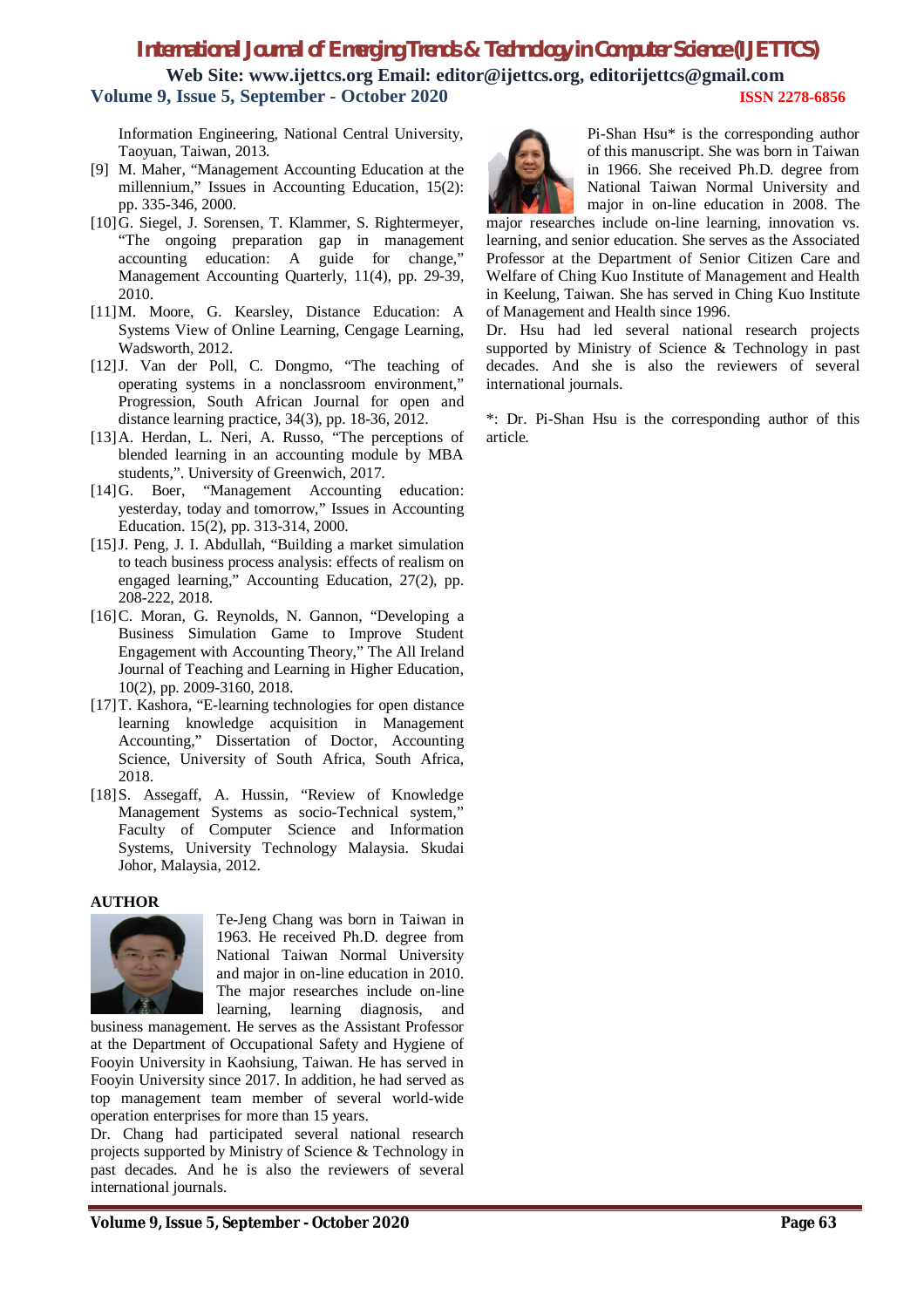Information Engineering, National Central University, Taoyuan, Taiwan, 2013.

[9] M. Maher, "Management Accounting Education at the millennium," Issues in Accounting Education, 15(2): pp. 335-346, 2000.

[10] G. Siegel, J. Sorensen, T. Klammer, S. Rightermeyer, "The ongoing preparation gap in management accounting education: A guide for change," Management Accounting Quarterly, 11(4), pp. 29-39, 2010.

[11] M. Moore, G. Kearsley, Distance Education: A Systems View of Online Learning, Cengage Learning, Wadsworth, 2012.

[12] J. Van der Poll, C. Dongmo, "The teaching of operating systems in a nonclassroom environment," Progression, South African Journal for open and distance learning practice, 34(3), pp. 18-36, 2012.

[13] A. Herdan, L. Neri, A. Russo, "The perceptions of blended learning in an accounting module by MBA students,". University of Greenwich, 2017.

[14] G. Boer, "Management Accounting education: yesterday, today and tomorrow," Issues in Accounting Education. 15(2), pp. 313-314, 2000.

[15] J. Peng, J. I. Abdullah, "Building a market simulation to teach business process analysis: effects of realism on engaged learning," Accounting Education, 27(2), pp. 208-222, 2018.

[16] C. Moran, G. Reynolds, N. Gannon, "Developing a Business Simulation Game to Improve Student Engagement with Accounting Theory," The All Ireland Journal of Teaching and Learning in Higher Education, 10(2), pp. 2009-3160, 2018.

[17] T. Kashora, "E-learning technologies for open distance learning knowledge acquisition in Management Accounting," Dissertation of Doctor, Accounting Science, University of South Africa, South Africa, 2018.

[18] S. Assegaff, A. Hussin, "Review of Knowledge Management Systems as socio-Technical system," Faculty of Computer Science and Information Systems, University Technology Malaysia. Skudai Johor, Malaysia, 2012.

**AUTHOR**

Te-Jeng Chang was born in Taiwan in 1963. He received Ph.D. degree from National Taiwan Normal University and major in on-line education in 2010. The major researches include on-line learning, learning diagnosis, and business management. He serves as the Assistant Professor at the Department of Occupational Safety and Hygiene of Fooyin University in Kaohsiung, Taiwan. He has served in Fooyin University since 2017. In addition, he had served as top management team member of several world-wide operation enterprises for more than 15 years.

Dr. Chang had participated several national research projects supported by Ministry of Science & Technology in past decades. And he is also the reviewers of several international journals.

Pi-Shan Hsu* is the corresponding author of this manuscript. She was born in Taiwan in 1966. She received Ph.D. degree from National Taiwan Normal University and major in on-line education in 2008. The major researches include on-line learning, innovation vs. learning, and senior education. She serves as the Associated Professor at the Department of Senior Citizen Care and Welfare of Ching Kuo Institute of Management and Health in Keelung, Taiwan. She has served in Ching Kuo Institute of Management and Health since 1996.

Dr. Hsu had led several national research projects supported by Ministry of Science & Technology in past decades. And she is also the reviewers of several international journals.

*: Dr. Pi-Shan Hsu is the corresponding author of this article.